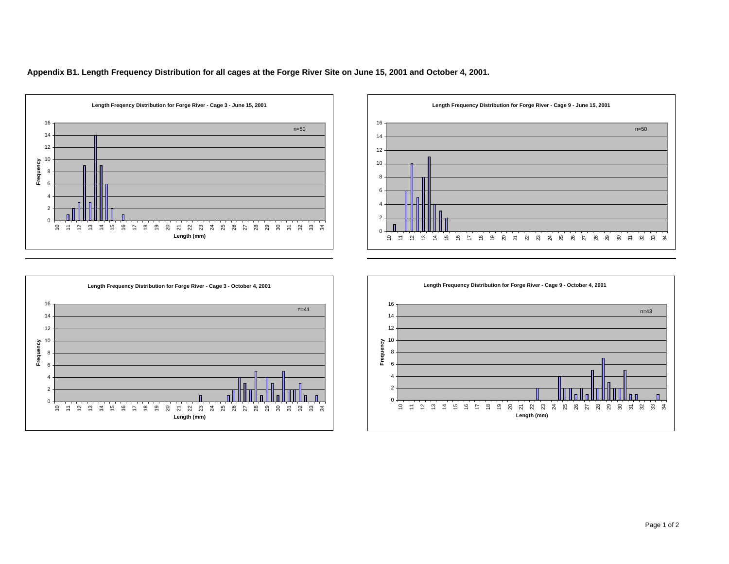**Appendix B1. Length Frequency Distribution for all cages at the Forge River Site on June 15, 2001 and October 4, 2001.**

Length Freqency Distribution for Forge River - Cage 3 - June 15, 2001

n=50

Frequency

Length (mm)

Length Frequency Distribution for Forge River - Cage 9 - June 15, 2001

n=50

Length Frequency Distribution for Forge River - Cage 3 - October 4, 2001

n=41

Frequency

Length (mm)

Length Frequency Distribution for Forge River - Cage 9 - October 4, 2001

n=43

Frequency

Length (mm)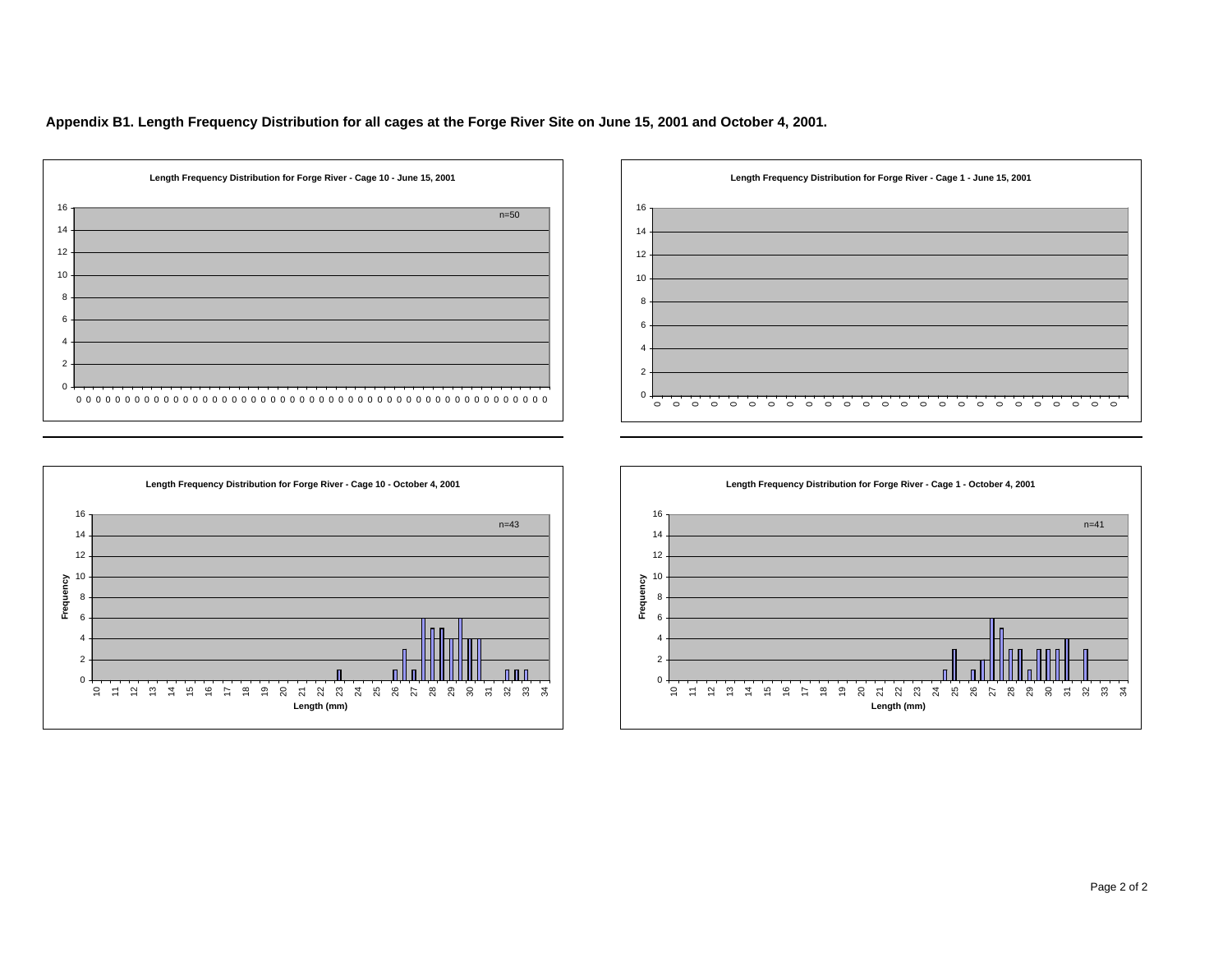**Appendix B1. Length Frequency Distribution for all cages at the Forge River Site on June 15, 2001 and October 4, 2001.**

Length Frequency Distribution for Forge River - Cage 10 - June 15, 2001

n=50

16
14
12
10
8
6
4
2
0

0 0 0 0 0 0 0 0 0 0 0 0 0 0 0 0 0 0 0 0 0 0 0 0 0 0 0 0 0 0 0 0 0 0 0 0 0 0 0 0 0 0 0 0 0 0 0 0 0 0

Length Frequency Distribution for Forge River - Cage 1 - June 15, 2001

16
14
12
10
8
6
4
2
0

0 0 0 0 0 0 0 0 0 0 0 0 0 0 0 0 0 0 0 0 0 0 0 0 0

Length Frequency Distribution for Forge River - Cage 10 - October 4, 2001

n=43

Frequency

16
14
12
10
8
6
4
2
0

10 11 12 13 14 15 16 17 18 19 20 21 22 23 24 25 26 27 28 29 30 31 32 33 34

Length (mm)

Length Frequency Distribution for Forge River - Cage 1 - October 4, 2001

n=41

Frequency

16
14
12
10
8
6
4
2
0

10 11 12 13 14 15 16 17 18 19 20 21 22 23 24 25 26 27 28 29 30 31 32 33 34

Length (mm)